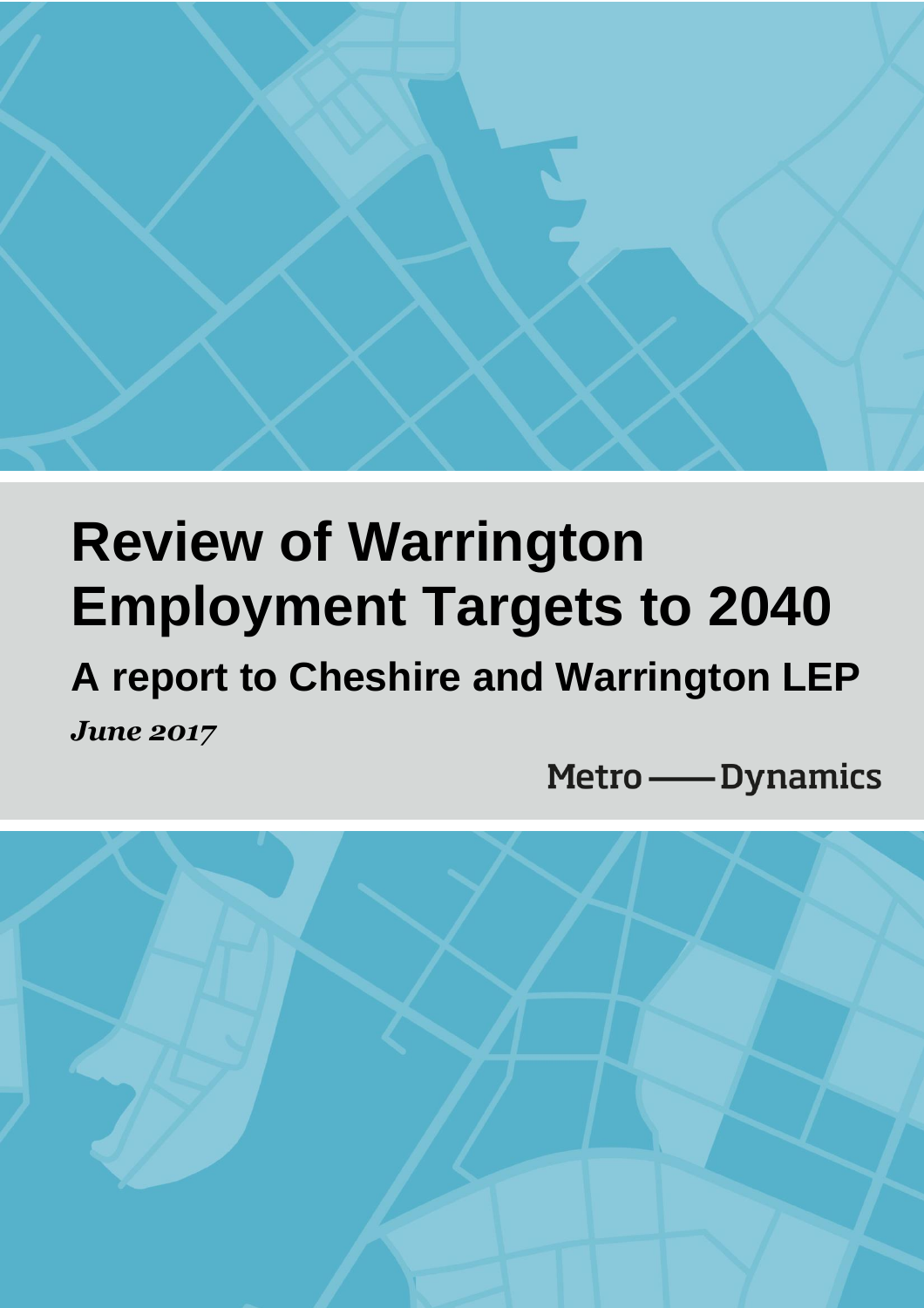# Review of Warrington Employment Targets to 2040

## A report to Cheshire and Warrington LEP

*June 2017*

Metro —— Dynamics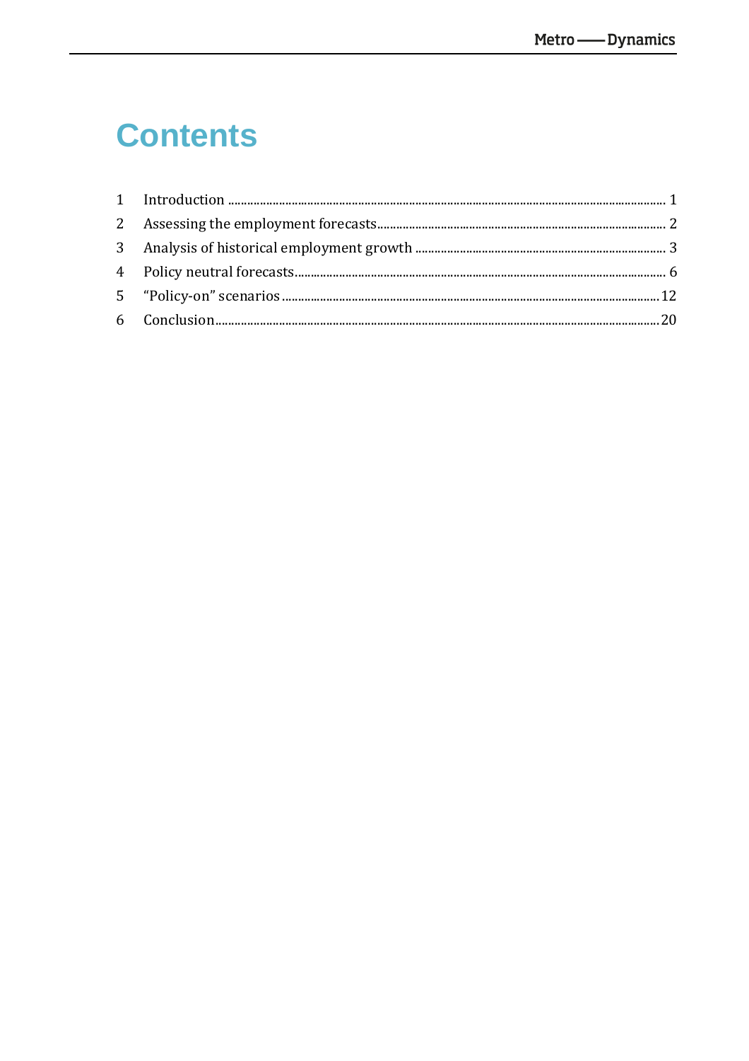# Contents

1 Introduction ........................................................................................................................................ 1
2 Assessing the employment forecasts.......................................................................................... 2
3 Analysis of historical employment growth .............................................................................. 3
4 Policy neutral forecasts.................................................................................................................... 6
5 "Policy-on" scenarios ..................................................................................................................... 12
6 Conclusion.......................................................................................................................................... 20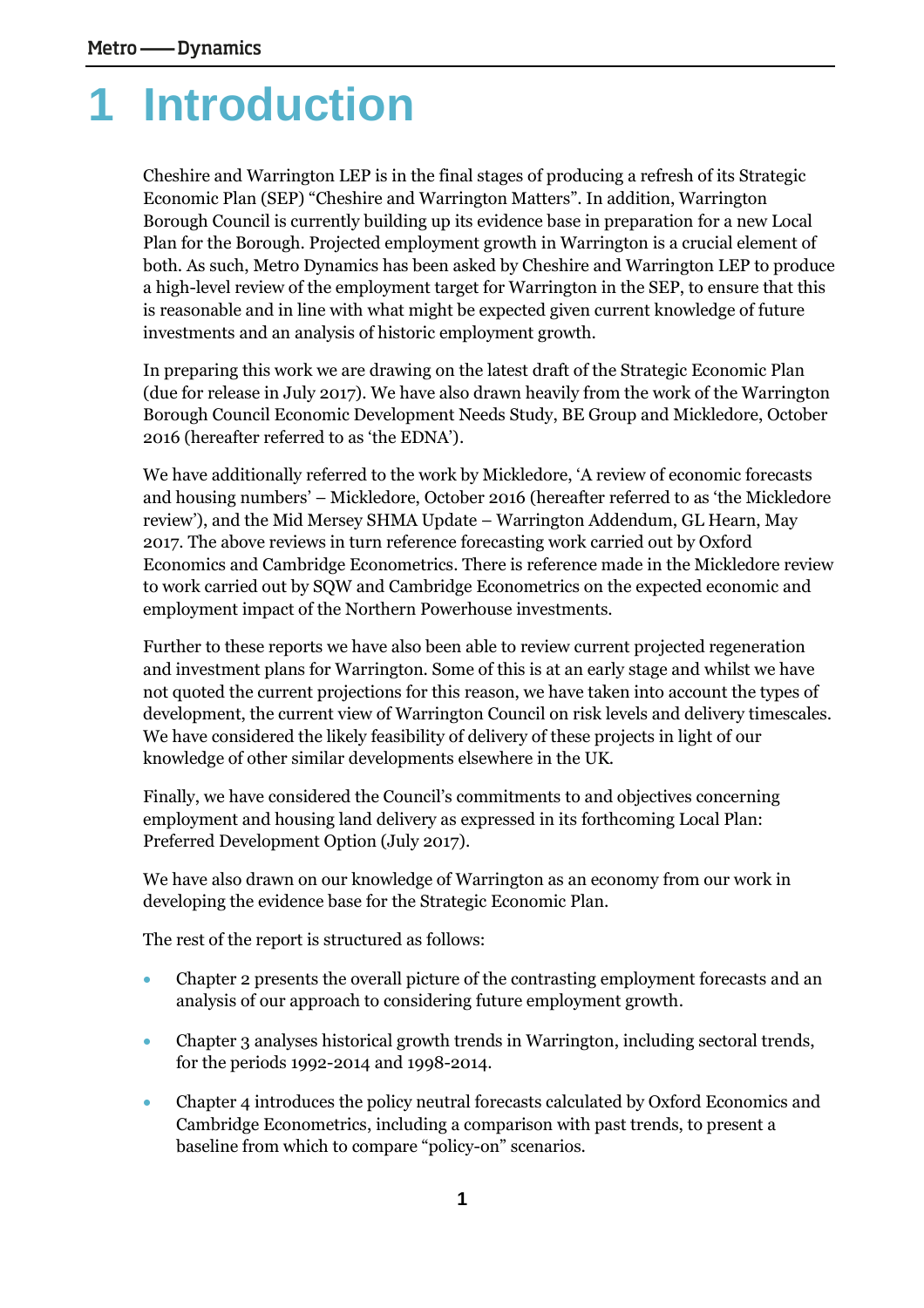# 1 Introduction

Cheshire and Warrington LEP is in the final stages of producing a refresh of its Strategic Economic Plan (SEP) "Cheshire and Warrington Matters". In addition, Warrington Borough Council is currently building up its evidence base in preparation for a new Local Plan for the Borough. Projected employment growth in Warrington is a crucial element of both. As such, Metro Dynamics has been asked by Cheshire and Warrington LEP to produce a high-level review of the employment target for Warrington in the SEP, to ensure that this is reasonable and in line with what might be expected given current knowledge of future investments and an analysis of historic employment growth.

In preparing this work we are drawing on the latest draft of the Strategic Economic Plan (due for release in July 2017). We have also drawn heavily from the work of the Warrington Borough Council Economic Development Needs Study, BE Group and Mickledore, October 2016 (hereafter referred to as 'the EDNA').

We have additionally referred to the work by Mickledore, 'A review of economic forecasts and housing numbers' – Mickledore, October 2016 (hereafter referred to as 'the Mickledore review'), and the Mid Mersey SHMA Update – Warrington Addendum, GL Hearn, May 2017. The above reviews in turn reference forecasting work carried out by Oxford Economics and Cambridge Econometrics. There is reference made in the Mickledore review to work carried out by SQW and Cambridge Econometrics on the expected economic and employment impact of the Northern Powerhouse investments.

Further to these reports we have also been able to review current projected regeneration and investment plans for Warrington. Some of this is at an early stage and whilst we have not quoted the current projections for this reason, we have taken into account the types of development, the current view of Warrington Council on risk levels and delivery timescales. We have considered the likely feasibility of delivery of these projects in light of our knowledge of other similar developments elsewhere in the UK.

Finally, we have considered the Council's commitments to and objectives concerning employment and housing land delivery as expressed in its forthcoming Local Plan: Preferred Development Option (July 2017).

We have also drawn on our knowledge of Warrington as an economy from our work in developing the evidence base for the Strategic Economic Plan.

The rest of the report is structured as follows:

- Chapter 2 presents the overall picture of the contrasting employment forecasts and an analysis of our approach to considering future employment growth.
- Chapter 3 analyses historical growth trends in Warrington, including sectoral trends, for the periods 1992-2014 and 1998-2014.
- Chapter 4 introduces the policy neutral forecasts calculated by Oxford Economics and Cambridge Econometrics, including a comparison with past trends, to present a baseline from which to compare "policy-on" scenarios.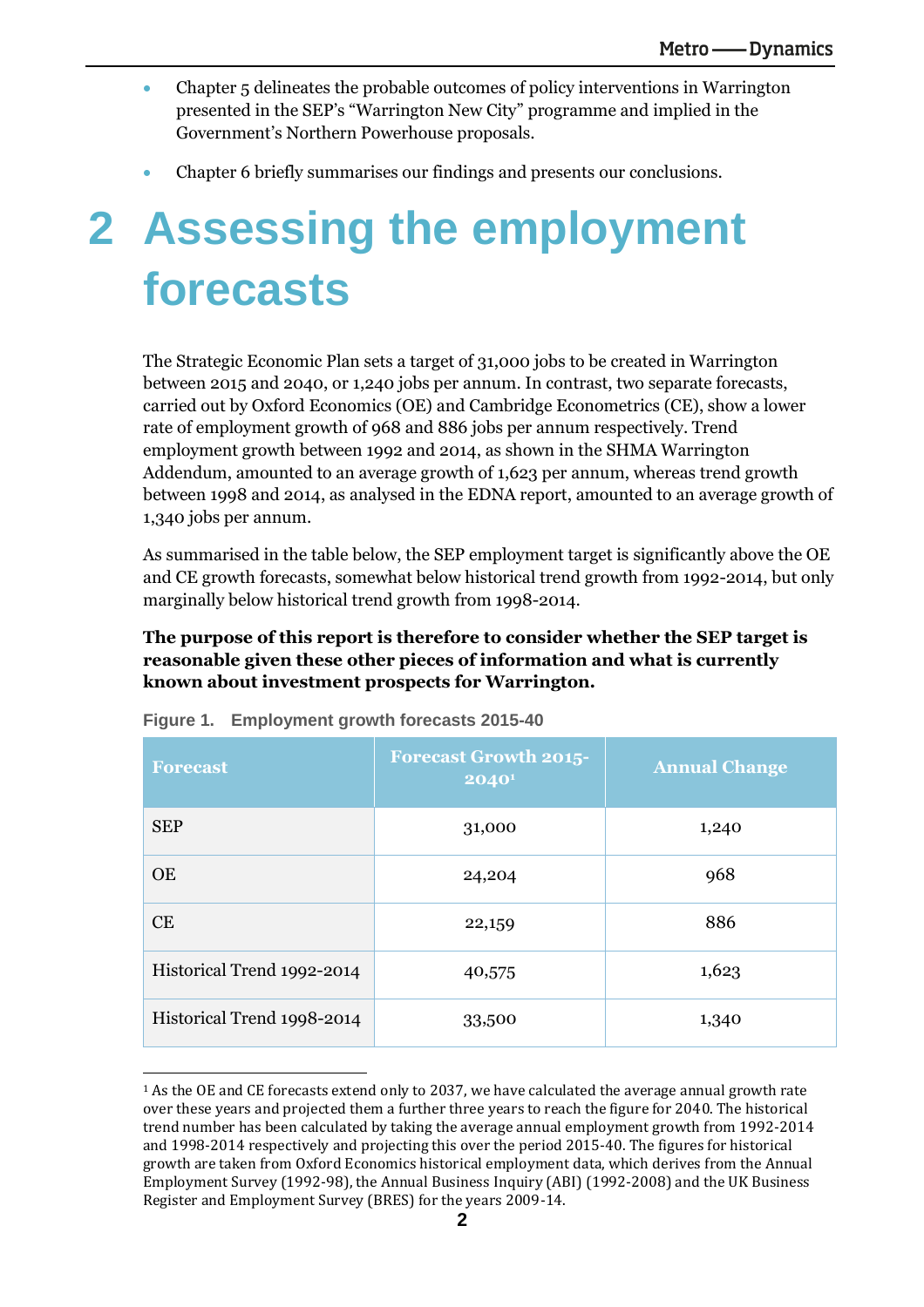- Chapter 5 delineates the probable outcomes of policy interventions in Warrington presented in the SEP's "Warrington New City" programme and implied in the Government's Northern Powerhouse proposals.
- Chapter 6 briefly summarises our findings and presents our conclusions.

# 2 Assessing the employment forecasts

The Strategic Economic Plan sets a target of 31,000 jobs to be created in Warrington between 2015 and 2040, or 1,240 jobs per annum. In contrast, two separate forecasts, carried out by Oxford Economics (OE) and Cambridge Econometrics (CE), show a lower rate of employment growth of 968 and 886 jobs per annum respectively. Trend employment growth between 1992 and 2014, as shown in the SHMA Warrington Addendum, amounted to an average growth of 1,623 per annum, whereas trend growth between 1998 and 2014, as analysed in the EDNA report, amounted to an average growth of 1,340 jobs per annum.

As summarised in the table below, the SEP employment target is significantly above the OE and CE growth forecasts, somewhat below historical trend growth from 1992-2014, but only marginally below historical trend growth from 1998-2014.

**The purpose of this report is therefore to consider whether the SEP target is reasonable given these other pieces of information and what is currently known about investment prospects for Warrington.**

**Figure 1. Employment growth forecasts 2015-40**

| Forecast | Forecast Growth 2015-2040[1] | Annual Change |
|---|---|---|
| SEP | 31,000 | 1,240 |
| OE | 24,204 | 968 |
| CE | 22,159 | 886 |
| Historical Trend 1992-2014 | 40,575 | 1,623 |
| Historical Trend 1998-2014 | 33,500 | 1,340 |

[1] As the OE and CE forecasts extend only to 2037, we have calculated the average annual growth rate over these years and projected them a further three years to reach the figure for 2040. The historical trend number has been calculated by taking the average annual employment growth from 1992-2014 and 1998-2014 respectively and projecting this over the period 2015-40. The figures for historical growth are taken from Oxford Economics historical employment data, which derives from the Annual Employment Survey (1992-98), the Annual Business Inquiry (ABI) (1992-2008) and the UK Business Register and Employment Survey (BRES) for the years 2009-14.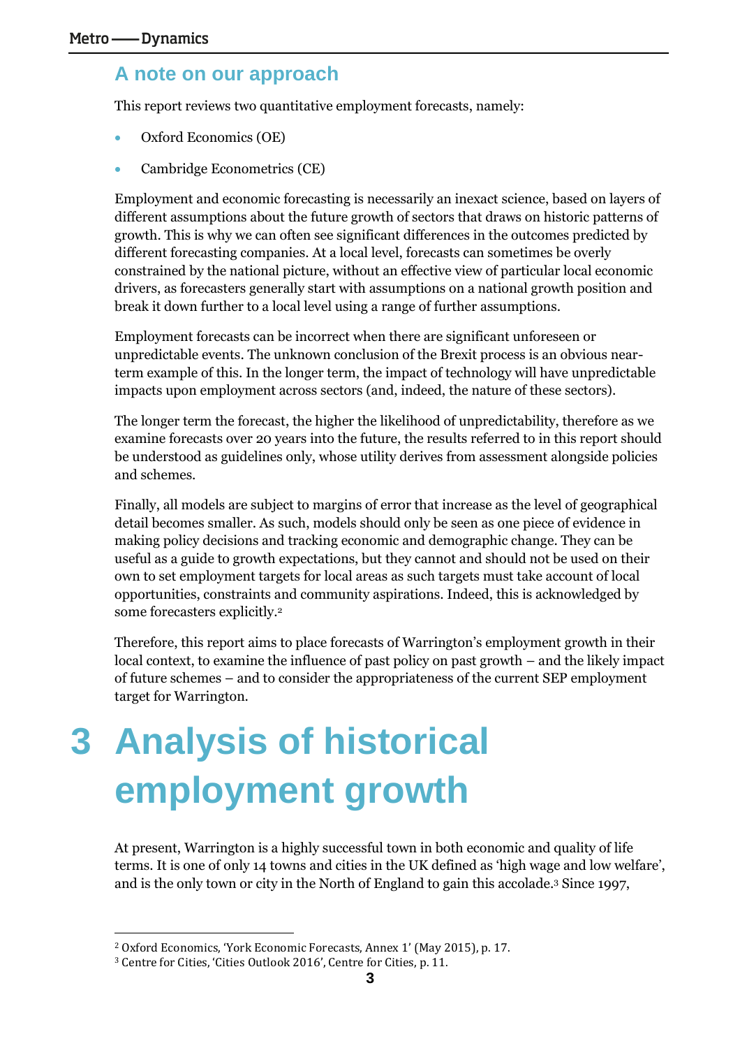## A note on our approach

This report reviews two quantitative employment forecasts, namely:

- Oxford Economics (OE)
- Cambridge Econometrics (CE)

Employment and economic forecasting is necessarily an inexact science, based on layers of different assumptions about the future growth of sectors that draws on historic patterns of growth. This is why we can often see significant differences in the outcomes predicted by different forecasting companies. At a local level, forecasts can sometimes be overly constrained by the national picture, without an effective view of particular local economic drivers, as forecasters generally start with assumptions on a national growth position and break it down further to a local level using a range of further assumptions.

Employment forecasts can be incorrect when there are significant unforeseen or unpredictable events. The unknown conclusion of the Brexit process is an obvious near-term example of this. In the longer term, the impact of technology will have unpredictable impacts upon employment across sectors (and, indeed, the nature of these sectors).

The longer term the forecast, the higher the likelihood of unpredictability, therefore as we examine forecasts over 20 years into the future, the results referred to in this report should be understood as guidelines only, whose utility derives from assessment alongside policies and schemes.

Finally, all models are subject to margins of error that increase as the level of geographical detail becomes smaller. As such, models should only be seen as one piece of evidence in making policy decisions and tracking economic and demographic change. They can be useful as a guide to growth expectations, but they cannot and should not be used on their own to set employment targets for local areas as such targets must take account of local opportunities, constraints and community aspirations. Indeed, this is acknowledged by some forecasters explicitly.[2]

Therefore, this report aims to place forecasts of Warrington's employment growth in their local context, to examine the influence of past policy on past growth – and the likely impact of future schemes – and to consider the appropriateness of the current SEP employment target for Warrington.

# 3 Analysis of historical employment growth

At present, Warrington is a highly successful town in both economic and quality of life terms. It is one of only 14 towns and cities in the UK defined as 'high wage and low welfare', and is the only town or city in the North of England to gain this accolade.[3] Since 1997,

[2] Oxford Economics, 'York Economic Forecasts, Annex 1' (May 2015), p. 17.

[3] Centre for Cities, 'Cities Outlook 2016', Centre for Cities, p. 11.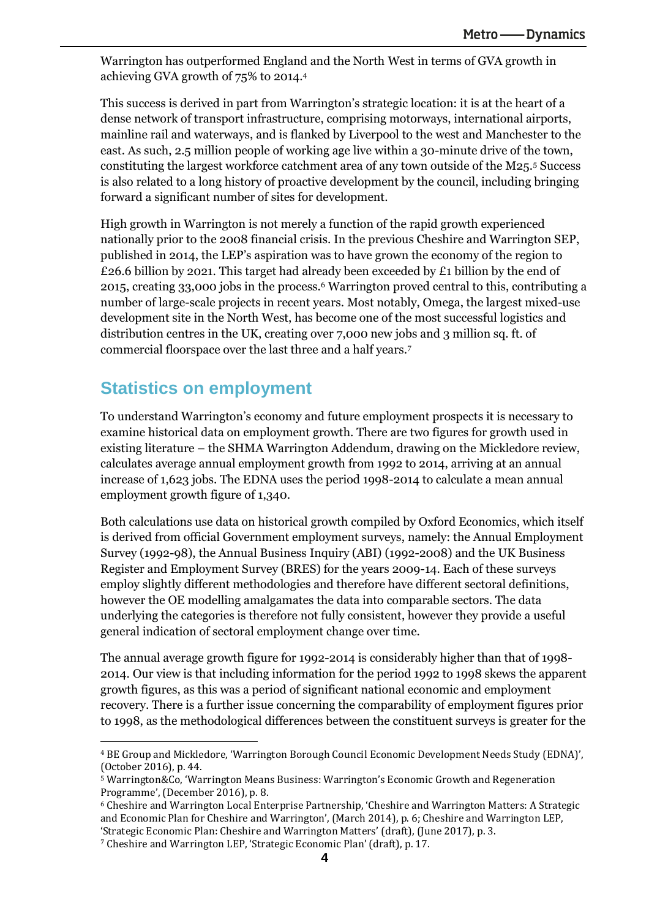Warrington has outperformed England and the North West in terms of GVA growth in achieving GVA growth of 75% to 2014.[4]

This success is derived in part from Warrington's strategic location: it is at the heart of a dense network of transport infrastructure, comprising motorways, international airports, mainline rail and waterways, and is flanked by Liverpool to the west and Manchester to the east. As such, 2.5 million people of working age live within a 30-minute drive of the town, constituting the largest workforce catchment area of any town outside of the M25.[5] Success is also related to a long history of proactive development by the council, including bringing forward a significant number of sites for development.

High growth in Warrington is not merely a function of the rapid growth experienced nationally prior to the 2008 financial crisis. In the previous Cheshire and Warrington SEP, published in 2014, the LEP's aspiration was to have grown the economy of the region to £26.6 billion by 2021. This target had already been exceeded by £1 billion by the end of 2015, creating 33,000 jobs in the process.[6] Warrington proved central to this, contributing a number of large-scale projects in recent years. Most notably, Omega, the largest mixed-use development site in the North West, has become one of the most successful logistics and distribution centres in the UK, creating over 7,000 new jobs and 3 million sq. ft. of commercial floorspace over the last three and a half years.[7]

## Statistics on employment

To understand Warrington's economy and future employment prospects it is necessary to examine historical data on employment growth. There are two figures for growth used in existing literature – the SHMA Warrington Addendum, drawing on the Mickledore review, calculates average annual employment growth from 1992 to 2014, arriving at an annual increase of 1,623 jobs. The EDNA uses the period 1998-2014 to calculate a mean annual employment growth figure of 1,340.

Both calculations use data on historical growth compiled by Oxford Economics, which itself is derived from official Government employment surveys, namely: the Annual Employment Survey (1992-98), the Annual Business Inquiry (ABI) (1992-2008) and the UK Business Register and Employment Survey (BRES) for the years 2009-14. Each of these surveys employ slightly different methodologies and therefore have different sectoral definitions, however the OE modelling amalgamates the data into comparable sectors. The data underlying the categories is therefore not fully consistent, however they provide a useful general indication of sectoral employment change over time.

The annual average growth figure for 1992-2014 is considerably higher than that of 1998-2014. Our view is that including information for the period 1992 to 1998 skews the apparent growth figures, as this was a period of significant national economic and employment recovery. There is a further issue concerning the comparability of employment figures prior to 1998, as the methodological differences between the constituent surveys is greater for the

---

[4] BE Group and Mickledore, 'Warrington Borough Council Economic Development Needs Study (EDNA)', (October 2016), p. 44.

[5] Warrington&Co, 'Warrington Means Business: Warrington's Economic Growth and Regeneration Programme', (December 2016), p. 8.

[6] Cheshire and Warrington Local Enterprise Partnership, 'Cheshire and Warrington Matters: A Strategic and Economic Plan for Cheshire and Warrington', (March 2014), p. 6; Cheshire and Warrington LEP, 'Strategic Economic Plan: Cheshire and Warrington Matters' (draft), (June 2017), p. 3.

[7] Cheshire and Warrington LEP, 'Strategic Economic Plan' (draft), p. 17.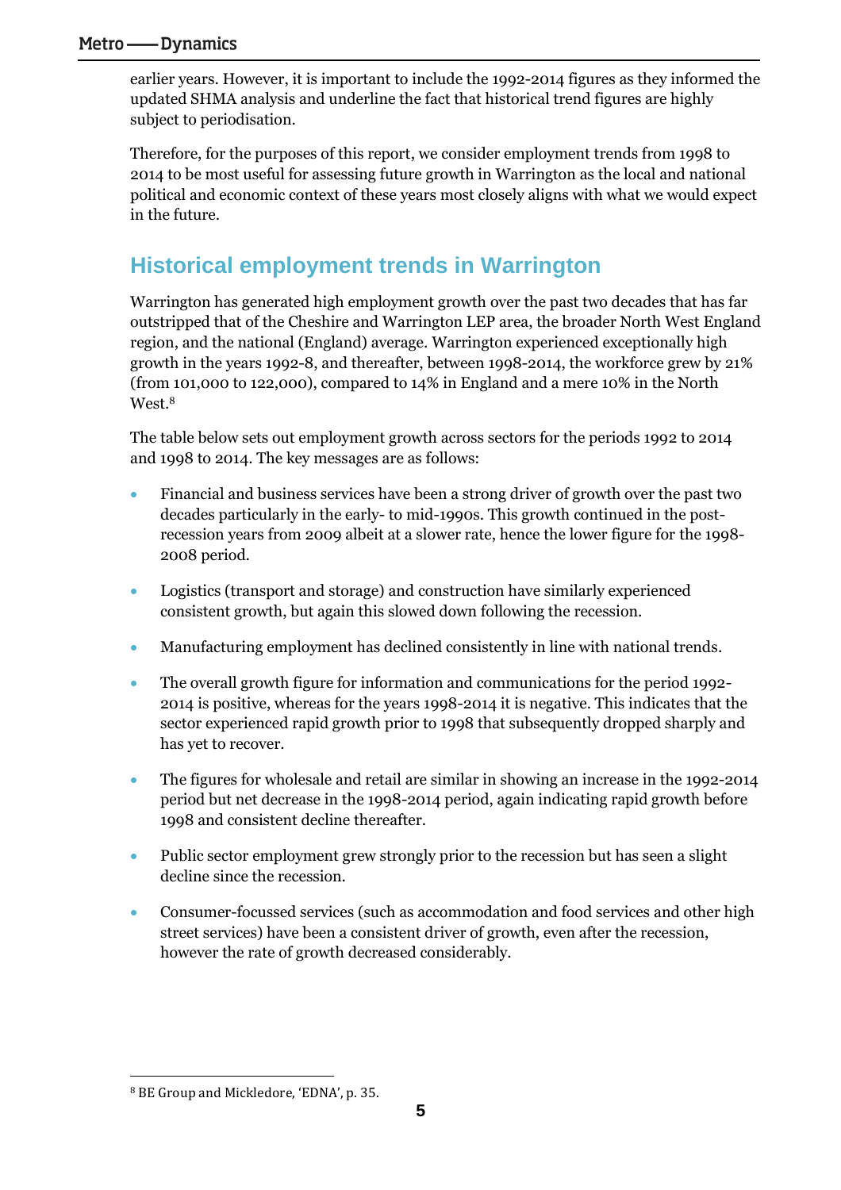earlier years. However, it is important to include the 1992-2014 figures as they informed the updated SHMA analysis and underline the fact that historical trend figures are highly subject to periodisation.

Therefore, for the purposes of this report, we consider employment trends from 1998 to 2014 to be most useful for assessing future growth in Warrington as the local and national political and economic context of these years most closely aligns with what we would expect in the future.

## Historical employment trends in Warrington

Warrington has generated high employment growth over the past two decades that has far outstripped that of the Cheshire and Warrington LEP area, the broader North West England region, and the national (England) average. Warrington experienced exceptionally high growth in the years 1992-8, and thereafter, between 1998-2014, the workforce grew by 21% (from 101,000 to 122,000), compared to 14% in England and a mere 10% in the North West.[8]

The table below sets out employment growth across sectors for the periods 1992 to 2014 and 1998 to 2014. The key messages are as follows:

- Financial and business services have been a strong driver of growth over the past two decades particularly in the early- to mid-1990s. This growth continued in the post-recession years from 2009 albeit at a slower rate, hence the lower figure for the 1998-2008 period.
- Logistics (transport and storage) and construction have similarly experienced consistent growth, but again this slowed down following the recession.
- Manufacturing employment has declined consistently in line with national trends.
- The overall growth figure for information and communications for the period 1992-2014 is positive, whereas for the years 1998-2014 it is negative. This indicates that the sector experienced rapid growth prior to 1998 that subsequently dropped sharply and has yet to recover.
- The figures for wholesale and retail are similar in showing an increase in the 1992-2014 period but net decrease in the 1998-2014 period, again indicating rapid growth before 1998 and consistent decline thereafter.
- Public sector employment grew strongly prior to the recession but has seen a slight decline since the recession.
- Consumer-focussed services (such as accommodation and food services and other high street services) have been a consistent driver of growth, even after the recession, however the rate of growth decreased considerably.

[8] BE Group and Mickledore, 'EDNA', p. 35.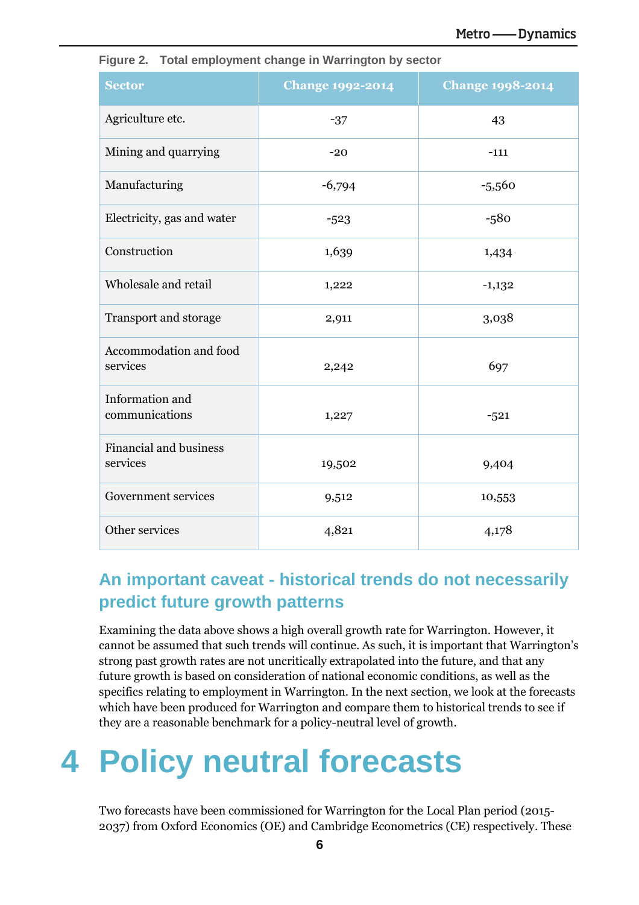Figure 2. Total employment change in Warrington by sector

| Sector | Change 1992-2014 | Change 1998-2014 |
| --- | --- | --- |
| Agriculture etc. | -37 | 43 |
| Mining and quarrying | -20 | -111 |
| Manufacturing | -6,794 | -5,560 |
| Electricity, gas and water | -523 | -580 |
| Construction | 1,639 | 1,434 |
| Wholesale and retail | 1,222 | -1,132 |
| Transport and storage | 2,911 | 3,038 |
| Accommodation and food services | 2,242 | 697 |
| Information and communications | 1,227 | -521 |
| Financial and business services | 19,502 | 9,404 |
| Government services | 9,512 | 10,553 |
| Other services | 4,821 | 4,178 |

## An important caveat - historical trends do not necessarily predict future growth patterns

Examining the data above shows a high overall growth rate for Warrington. However, it cannot be assumed that such trends will continue. As such, it is important that Warrington's strong past growth rates are not uncritically extrapolated into the future, and that any future growth is based on consideration of national economic conditions, as well as the specifics relating to employment in Warrington. In the next section, we look at the forecasts which have been produced for Warrington and compare them to historical trends to see if they are a reasonable benchmark for a policy-neutral level of growth.

# 4 Policy neutral forecasts

Two forecasts have been commissioned for Warrington for the Local Plan period (2015-2037) from Oxford Economics (OE) and Cambridge Econometrics (CE) respectively. These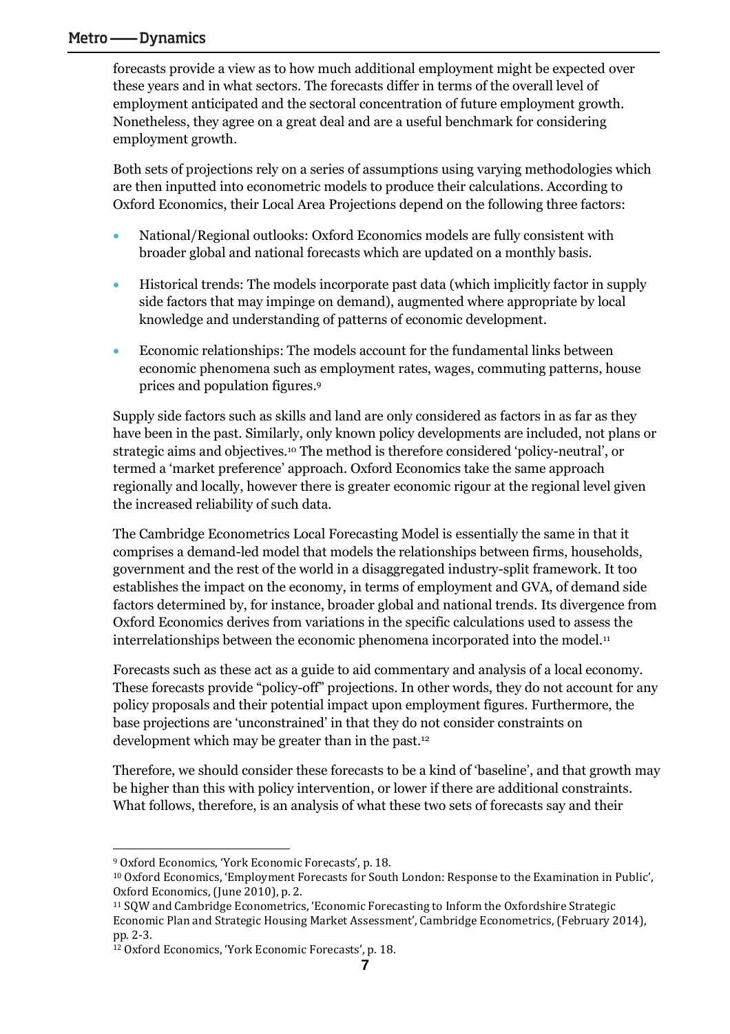forecasts provide a view as to how much additional employment might be expected over these years and in what sectors. The forecasts differ in terms of the overall level of employment anticipated and the sectoral concentration of future employment growth. Nonetheless, they agree on a great deal and are a useful benchmark for considering employment growth.

Both sets of projections rely on a series of assumptions using varying methodologies which are then inputted into econometric models to produce their calculations. According to Oxford Economics, their Local Area Projections depend on the following three factors:

- National/Regional outlooks: Oxford Economics models are fully consistent with broader global and national forecasts which are updated on a monthly basis.
- Historical trends: The models incorporate past data (which implicitly factor in supply side factors that may impinge on demand), augmented where appropriate by local knowledge and understanding of patterns of economic development.
- Economic relationships: The models account for the fundamental links between economic phenomena such as employment rates, wages, commuting patterns, house prices and population figures.[9]

Supply side factors such as skills and land are only considered as factors in as far as they have been in the past. Similarly, only known policy developments are included, not plans or strategic aims and objectives.[10] The method is therefore considered 'policy-neutral', or termed a 'market preference' approach. Oxford Economics take the same approach regionally and locally, however there is greater economic rigour at the regional level given the increased reliability of such data.

The Cambridge Econometrics Local Forecasting Model is essentially the same in that it comprises a demand-led model that models the relationships between firms, households, government and the rest of the world in a disaggregated industry-split framework. It too establishes the impact on the economy, in terms of employment and GVA, of demand side factors determined by, for instance, broader global and national trends. Its divergence from Oxford Economics derives from variations in the specific calculations used to assess the interrelationships between the economic phenomena incorporated into the model.[11]

Forecasts such as these act as a guide to aid commentary and analysis of a local economy. These forecasts provide "policy-off" projections. In other words, they do not account for any policy proposals and their potential impact upon employment figures. Furthermore, the base projections are 'unconstrained' in that they do not consider constraints on development which may be greater than in the past.[12]

Therefore, we should consider these forecasts to be a kind of 'baseline', and that growth may be higher than this with policy intervention, or lower if there are additional constraints. What follows, therefore, is an analysis of what these two sets of forecasts say and their

---

[9] Oxford Economics, 'York Economic Forecasts', p. 18.

[10] Oxford Economics, 'Employment Forecasts for South London: Response to the Examination in Public', Oxford Economics, (June 2010), p. 2.

[11] SQW and Cambridge Econometrics, 'Economic Forecasting to Inform the Oxfordshire Strategic Economic Plan and Strategic Housing Market Assessment', Cambridge Econometrics, (February 2014), pp. 2-3.

[12] Oxford Economics, 'York Economic Forecasts', p. 18.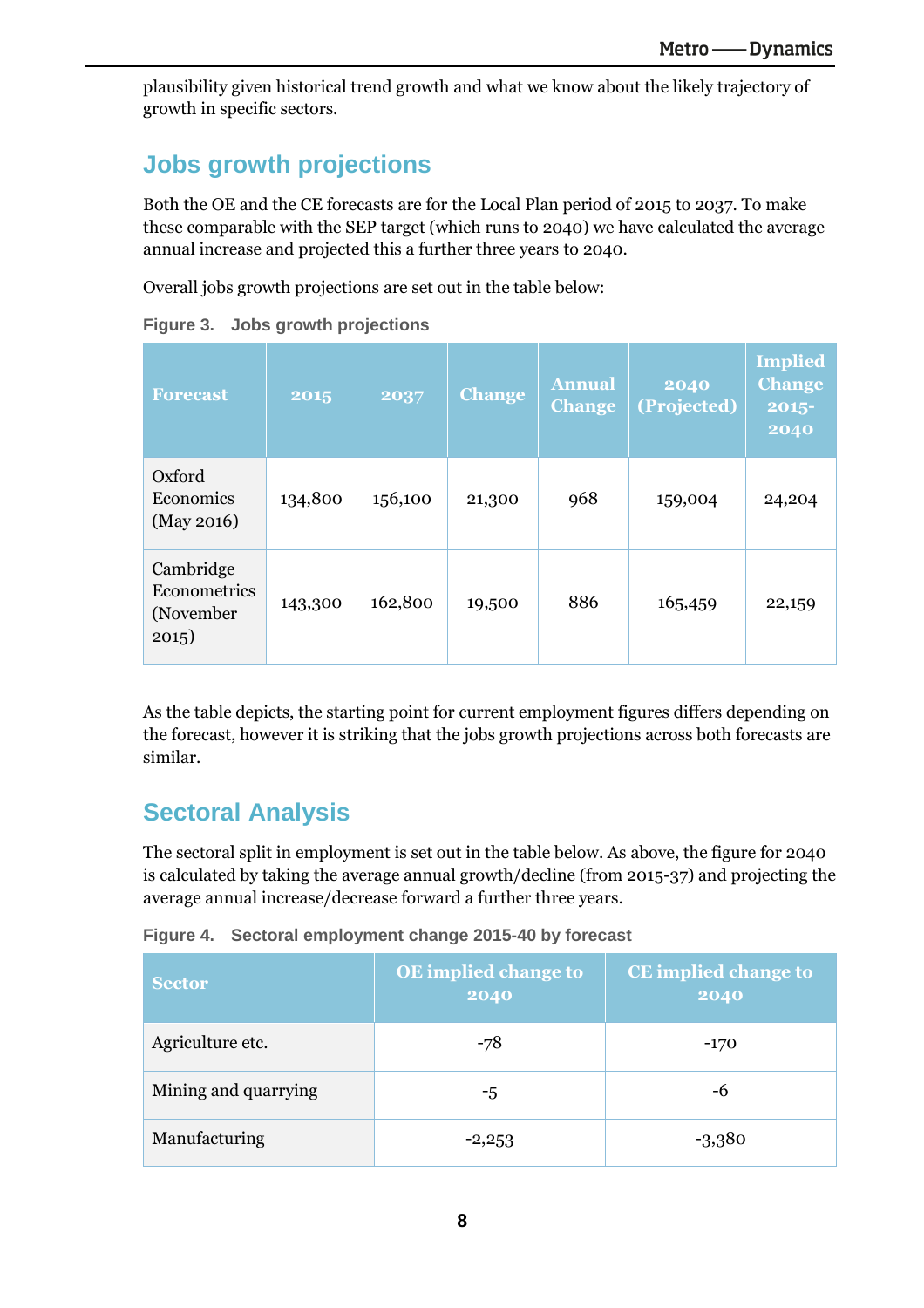plausibility given historical trend growth and what we know about the likely trajectory of growth in specific sectors.

## Jobs growth projections

Both the OE and the CE forecasts are for the Local Plan period of 2015 to 2037. To make these comparable with the SEP target (which runs to 2040) we have calculated the average annual increase and projected this a further three years to 2040.

Overall jobs growth projections are set out in the table below:

**Figure 3. Jobs growth projections**

| Forecast | 2015 | 2037 | Change | Annual Change | 2040 (Projected) | Implied Change 2015-2040 |
|---|---|---|---|---|---|---|
| Oxford Economics (May 2016) | 134,800 | 156,100 | 21,300 | 968 | 159,004 | 24,204 |
| Cambridge Econometrics (November 2015) | 143,300 | 162,800 | 19,500 | 886 | 165,459 | 22,159 |

As the table depicts, the starting point for current employment figures differs depending on the forecast, however it is striking that the jobs growth projections across both forecasts are similar.

## Sectoral Analysis

The sectoral split in employment is set out in the table below. As above, the figure for 2040 is calculated by taking the average annual growth/decline (from 2015-37) and projecting the average annual increase/decrease forward a further three years.

**Figure 4. Sectoral employment change 2015-40 by forecast**

| Sector | OE implied change to 2040 | CE implied change to 2040 |
|---|---|---|
| Agriculture etc. | -78 | -170 |
| Mining and quarrying | -5 | -6 |
| Manufacturing | -2,253 | -3,380 |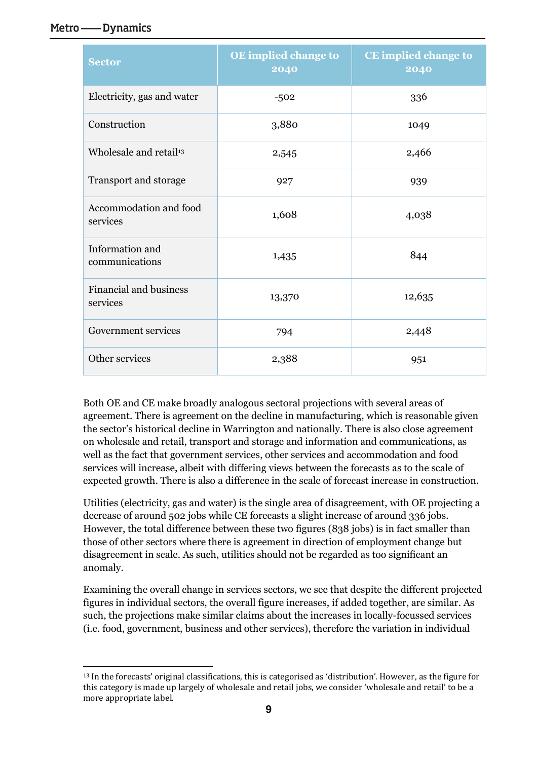| Sector | OE implied change to 2040 | CE implied change to 2040 |
|---|---|---|
| Electricity, gas and water | -502 | 336 |
| Construction | 3,880 | 1049 |
| Wholesale and retail[13] | 2,545 | 2,466 |
| Transport and storage | 927 | 939 |
| Accommodation and food services | 1,608 | 4,038 |
| Information and communications | 1,435 | 844 |
| Financial and business services | 13,370 | 12,635 |
| Government services | 794 | 2,448 |
| Other services | 2,388 | 951 |

Both OE and CE make broadly analogous sectoral projections with several areas of agreement. There is agreement on the decline in manufacturing, which is reasonable given the sector's historical decline in Warrington and nationally. There is also close agreement on wholesale and retail, transport and storage and information and communications, as well as the fact that government services, other services and accommodation and food services will increase, albeit with differing views between the forecasts as to the scale of expected growth. There is also a difference in the scale of forecast increase in construction.

Utilities (electricity, gas and water) is the single area of disagreement, with OE projecting a decrease of around 502 jobs while CE forecasts a slight increase of around 336 jobs. However, the total difference between these two figures (838 jobs) is in fact smaller than those of other sectors where there is agreement in direction of employment change but disagreement in scale. As such, utilities should not be regarded as too significant an anomaly.

Examining the overall change in services sectors, we see that despite the different projected figures in individual sectors, the overall figure increases, if added together, are similar. As such, the projections make similar claims about the increases in locally-focussed services (i.e. food, government, business and other services), therefore the variation in individual

[13] In the forecasts' original classifications, this is categorised as 'distribution'. However, as the figure for this category is made up largely of wholesale and retail jobs, we consider 'wholesale and retail' to be a more appropriate label.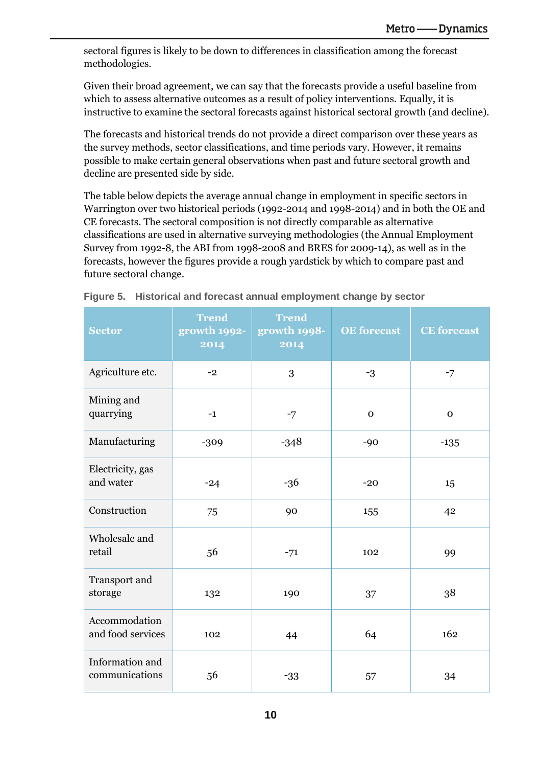sectoral figures is likely to be down to differences in classification among the forecast methodologies.

Given their broad agreement, we can say that the forecasts provide a useful baseline from which to assess alternative outcomes as a result of policy interventions. Equally, it is instructive to examine the sectoral forecasts against historical sectoral growth (and decline).

The forecasts and historical trends do not provide a direct comparison over these years as the survey methods, sector classifications, and time periods vary. However, it remains possible to make certain general observations when past and future sectoral growth and decline are presented side by side.

The table below depicts the average annual change in employment in specific sectors in Warrington over two historical periods (1992-2014 and 1998-2014) and in both the OE and CE forecasts. The sectoral composition is not directly comparable as alternative classifications are used in alternative surveying methodologies (the Annual Employment Survey from 1992-8, the ABI from 1998-2008 and BRES for 2009-14), as well as in the forecasts, however the figures provide a rough yardstick by which to compare past and future sectoral change.

**Figure 5. Historical and forecast annual employment change by sector**

| Sector | Trend growth 1992-2014 | Trend growth 1998-2014 | OE forecast | CE forecast |
|---|---|---|---|---|
| Agriculture etc. | -2 | 3 | -3 | -7 |
| Mining and quarrying | -1 | -7 | 0 | 0 |
| Manufacturing | -309 | -348 | -90 | -135 |
| Electricity, gas and water | -24 | -36 | -20 | 15 |
| Construction | 75 | 90 | 155 | 42 |
| Wholesale and retail | 56 | -71 | 102 | 99 |
| Transport and storage | 132 | 190 | 37 | 38 |
| Accommodation and food services | 102 | 44 | 64 | 162 |
| Information and communications | 56 | -33 | 57 | 34 |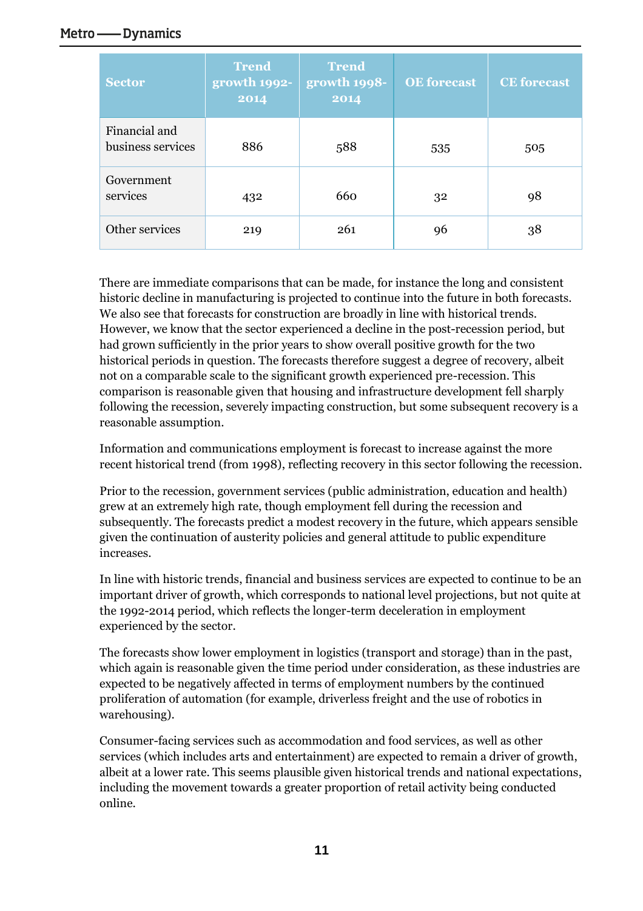| Sector | Trend growth 1992-2014 | Trend growth 1998-2014 | OE forecast | CE forecast |
|---|---|---|---|---|
| Financial and business services | 886 | 588 | 535 | 505 |
| Government services | 432 | 660 | 32 | 98 |
| Other services | 219 | 261 | 96 | 38 |

There are immediate comparisons that can be made, for instance the long and consistent historic decline in manufacturing is projected to continue into the future in both forecasts. We also see that forecasts for construction are broadly in line with historical trends. However, we know that the sector experienced a decline in the post-recession period, but had grown sufficiently in the prior years to show overall positive growth for the two historical periods in question. The forecasts therefore suggest a degree of recovery, albeit not on a comparable scale to the significant growth experienced pre-recession. This comparison is reasonable given that housing and infrastructure development fell sharply following the recession, severely impacting construction, but some subsequent recovery is a reasonable assumption.

Information and communications employment is forecast to increase against the more recent historical trend (from 1998), reflecting recovery in this sector following the recession.

Prior to the recession, government services (public administration, education and health) grew at an extremely high rate, though employment fell during the recession and subsequently. The forecasts predict a modest recovery in the future, which appears sensible given the continuation of austerity policies and general attitude to public expenditure increases.

In line with historic trends, financial and business services are expected to continue to be an important driver of growth, which corresponds to national level projections, but not quite at the 1992-2014 period, which reflects the longer-term deceleration in employment experienced by the sector.

The forecasts show lower employment in logistics (transport and storage) than in the past, which again is reasonable given the time period under consideration, as these industries are expected to be negatively affected in terms of employment numbers by the continued proliferation of automation (for example, driverless freight and the use of robotics in warehousing).

Consumer-facing services such as accommodation and food services, as well as other services (which includes arts and entertainment) are expected to remain a driver of growth, albeit at a lower rate. This seems plausible given historical trends and national expectations, including the movement towards a greater proportion of retail activity being conducted online.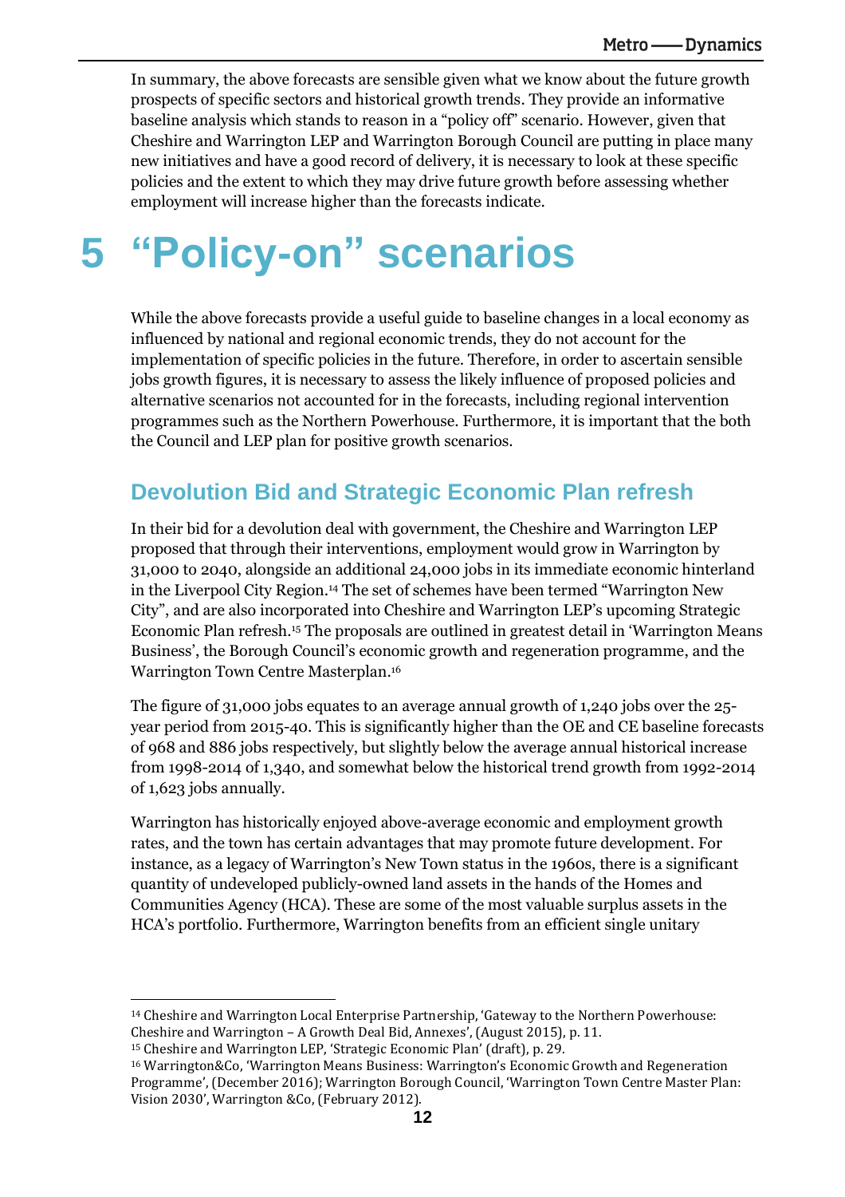In summary, the above forecasts are sensible given what we know about the future growth prospects of specific sectors and historical growth trends. They provide an informative baseline analysis which stands to reason in a "policy off" scenario. However, given that Cheshire and Warrington LEP and Warrington Borough Council are putting in place many new initiatives and have a good record of delivery, it is necessary to look at these specific policies and the extent to which they may drive future growth before assessing whether employment will increase higher than the forecasts indicate.

# 5 "Policy-on" scenarios

While the above forecasts provide a useful guide to baseline changes in a local economy as influenced by national and regional economic trends, they do not account for the implementation of specific policies in the future. Therefore, in order to ascertain sensible jobs growth figures, it is necessary to assess the likely influence of proposed policies and alternative scenarios not accounted for in the forecasts, including regional intervention programmes such as the Northern Powerhouse. Furthermore, it is important that the both the Council and LEP plan for positive growth scenarios.

## Devolution Bid and Strategic Economic Plan refresh

In their bid for a devolution deal with government, the Cheshire and Warrington LEP proposed that through their interventions, employment would grow in Warrington by 31,000 to 2040, alongside an additional 24,000 jobs in its immediate economic hinterland in the Liverpool City Region.[14] The set of schemes have been termed "Warrington New City", and are also incorporated into Cheshire and Warrington LEP's upcoming Strategic Economic Plan refresh.[15] The proposals are outlined in greatest detail in 'Warrington Means Business', the Borough Council's economic growth and regeneration programme, and the Warrington Town Centre Masterplan.[16]

The figure of 31,000 jobs equates to an average annual growth of 1,240 jobs over the 25-year period from 2015-40. This is significantly higher than the OE and CE baseline forecasts of 968 and 886 jobs respectively, but slightly below the average annual historical increase from 1998-2014 of 1,340, and somewhat below the historical trend growth from 1992-2014 of 1,623 jobs annually.

Warrington has historically enjoyed above-average economic and employment growth rates, and the town has certain advantages that may promote future development. For instance, as a legacy of Warrington's New Town status in the 1960s, there is a significant quantity of undeveloped publicly-owned land assets in the hands of the Homes and Communities Agency (HCA). These are some of the most valuable surplus assets in the HCA's portfolio. Furthermore, Warrington benefits from an efficient single unitary

---

[14] Cheshire and Warrington Local Enterprise Partnership, 'Gateway to the Northern Powerhouse: Cheshire and Warrington – A Growth Deal Bid, Annexes', (August 2015), p. 11.

[15] Cheshire and Warrington LEP, 'Strategic Economic Plan' (draft), p. 29.

[16] Warrington&Co, 'Warrington Means Business: Warrington's Economic Growth and Regeneration Programme', (December 2016); Warrington Borough Council, 'Warrington Town Centre Master Plan: Vision 2030', Warrington &Co, (February 2012).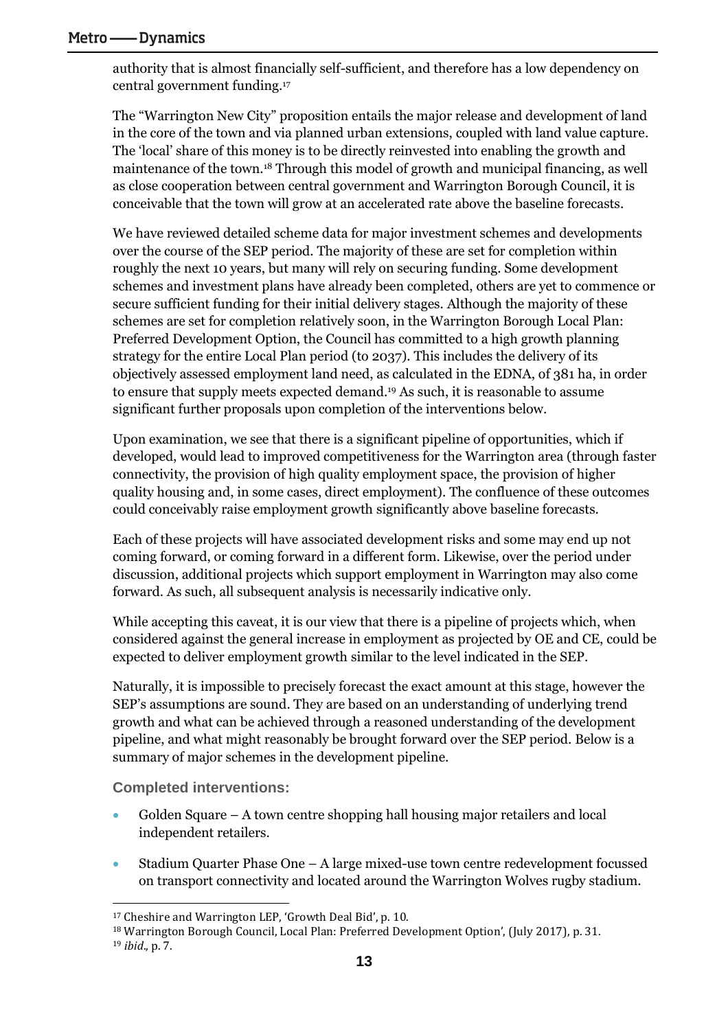authority that is almost financially self-sufficient, and therefore has a low dependency on central government funding.[17]

The "Warrington New City" proposition entails the major release and development of land in the core of the town and via planned urban extensions, coupled with land value capture. The 'local' share of this money is to be directly reinvested into enabling the growth and maintenance of the town.[18] Through this model of growth and municipal financing, as well as close cooperation between central government and Warrington Borough Council, it is conceivable that the town will grow at an accelerated rate above the baseline forecasts.

We have reviewed detailed scheme data for major investment schemes and developments over the course of the SEP period. The majority of these are set for completion within roughly the next 10 years, but many will rely on securing funding. Some development schemes and investment plans have already been completed, others are yet to commence or secure sufficient funding for their initial delivery stages. Although the majority of these schemes are set for completion relatively soon, in the Warrington Borough Local Plan: Preferred Development Option, the Council has committed to a high growth planning strategy for the entire Local Plan period (to 2037). This includes the delivery of its objectively assessed employment land need, as calculated in the EDNA, of 381 ha, in order to ensure that supply meets expected demand.[19] As such, it is reasonable to assume significant further proposals upon completion of the interventions below.

Upon examination, we see that there is a significant pipeline of opportunities, which if developed, would lead to improved competitiveness for the Warrington area (through faster connectivity, the provision of high quality employment space, the provision of higher quality housing and, in some cases, direct employment). The confluence of these outcomes could conceivably raise employment growth significantly above baseline forecasts.

Each of these projects will have associated development risks and some may end up not coming forward, or coming forward in a different form. Likewise, over the period under discussion, additional projects which support employment in Warrington may also come forward. As such, all subsequent analysis is necessarily indicative only.

While accepting this caveat, it is our view that there is a pipeline of projects which, when considered against the general increase in employment as projected by OE and CE, could be expected to deliver employment growth similar to the level indicated in the SEP.

Naturally, it is impossible to precisely forecast the exact amount at this stage, however the SEP's assumptions are sound. They are based on an understanding of underlying trend growth and what can be achieved through a reasoned understanding of the development pipeline, and what might reasonably be brought forward over the SEP period. Below is a summary of major schemes in the development pipeline.

### Completed interventions:

- Golden Square – A town centre shopping hall housing major retailers and local independent retailers.
- Stadium Quarter Phase One – A large mixed-use town centre redevelopment focussed on transport connectivity and located around the Warrington Wolves rugby stadium.

[17] Cheshire and Warrington LEP, 'Growth Deal Bid', p. 10.

[18] Warrington Borough Council, Local Plan: Preferred Development Option', (July 2017), p. 31.

[19] *ibid.*, p. 7.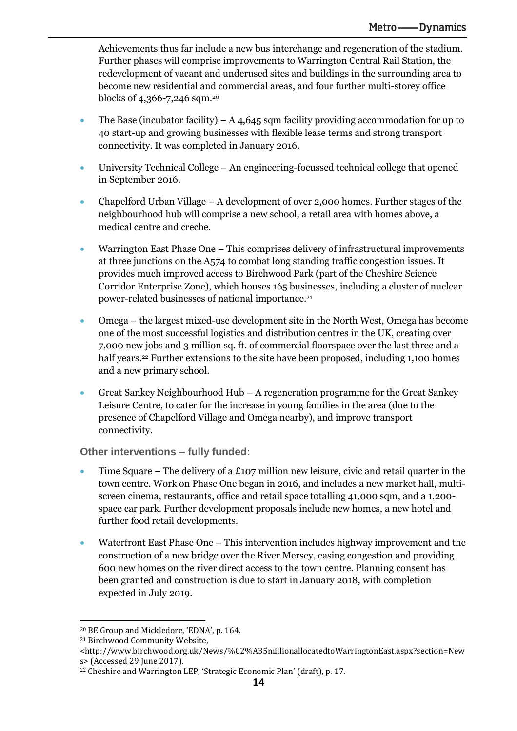Achievements thus far include a new bus interchange and regeneration of the stadium. Further phases will comprise improvements to Warrington Central Rail Station, the redevelopment of vacant and underused sites and buildings in the surrounding area to become new residential and commercial areas, and four further multi-storey office blocks of 4,366-7,246 sqm.[20]

- The Base (incubator facility) – A 4,645 sqm facility providing accommodation for up to 40 start-up and growing businesses with flexible lease terms and strong transport connectivity. It was completed in January 2016.
- University Technical College – An engineering-focussed technical college that opened in September 2016.
- Chapelford Urban Village – A development of over 2,000 homes. Further stages of the neighbourhood hub will comprise a new school, a retail area with homes above, a medical centre and creche.
- Warrington East Phase One – This comprises delivery of infrastructural improvements at three junctions on the A574 to combat long standing traffic congestion issues. It provides much improved access to Birchwood Park (part of the Cheshire Science Corridor Enterprise Zone), which houses 165 businesses, including a cluster of nuclear power-related businesses of national importance.[21]
- Omega – the largest mixed-use development site in the North West, Omega has become one of the most successful logistics and distribution centres in the UK, creating over 7,000 new jobs and 3 million sq. ft. of commercial floorspace over the last three and a half years.[22] Further extensions to the site have been proposed, including 1,100 homes and a new primary school.
- Great Sankey Neighbourhood Hub – A regeneration programme for the Great Sankey Leisure Centre, to cater for the increase in young families in the area (due to the presence of Chapelford Village and Omega nearby), and improve transport connectivity.

**Other interventions – fully funded:**

- Time Square – The delivery of a £107 million new leisure, civic and retail quarter in the town centre. Work on Phase One began in 2016, and includes a new market hall, multi-screen cinema, restaurants, office and retail space totalling 41,000 sqm, and a 1,200-space car park. Further development proposals include new homes, a new hotel and further food retail developments.
- Waterfront East Phase One – This intervention includes highway improvement and the construction of a new bridge over the River Mersey, easing congestion and providing 600 new homes on the river direct access to the town centre. Planning consent has been granted and construction is due to start in January 2018, with completion expected in July 2019.

---

[20] BE Group and Mickledore, 'EDNA', p. 164.

[21] Birchwood Community Website, <http://www.birchwood.org.uk/News/%C2%A35millionallocatedtoWarringtonEast.aspx?section=News> (Accessed 29 June 2017).

[22] Cheshire and Warrington LEP, 'Strategic Economic Plan' (draft), p. 17.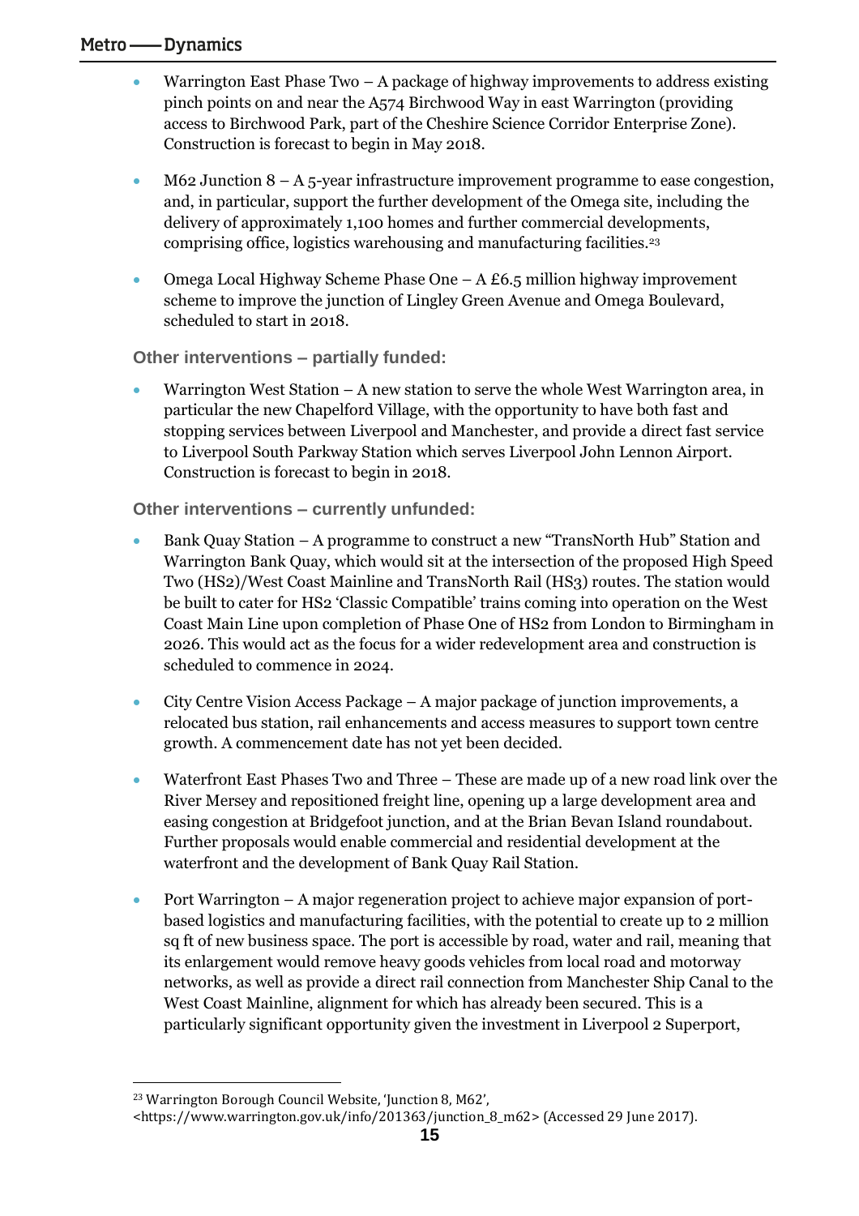- Warrington East Phase Two – A package of highway improvements to address existing pinch points on and near the A574 Birchwood Way in east Warrington (providing access to Birchwood Park, part of the Cheshire Science Corridor Enterprise Zone). Construction is forecast to begin in May 2018.
- M62 Junction 8 – A 5-year infrastructure improvement programme to ease congestion, and, in particular, support the further development of the Omega site, including the delivery of approximately 1,100 homes and further commercial developments, comprising office, logistics warehousing and manufacturing facilities.[23]
- Omega Local Highway Scheme Phase One – A £6.5 million highway improvement scheme to improve the junction of Lingley Green Avenue and Omega Boulevard, scheduled to start in 2018.

**Other interventions – partially funded:**

- Warrington West Station – A new station to serve the whole West Warrington area, in particular the new Chapelford Village, with the opportunity to have both fast and stopping services between Liverpool and Manchester, and provide a direct fast service to Liverpool South Parkway Station which serves Liverpool John Lennon Airport. Construction is forecast to begin in 2018.

**Other interventions – currently unfunded:**

- Bank Quay Station – A programme to construct a new "TransNorth Hub" Station and Warrington Bank Quay, which would sit at the intersection of the proposed High Speed Two (HS2)/West Coast Mainline and TransNorth Rail (HS3) routes. The station would be built to cater for HS2 'Classic Compatible' trains coming into operation on the West Coast Main Line upon completion of Phase One of HS2 from London to Birmingham in 2026. This would act as the focus for a wider redevelopment area and construction is scheduled to commence in 2024.
- City Centre Vision Access Package – A major package of junction improvements, a relocated bus station, rail enhancements and access measures to support town centre growth. A commencement date has not yet been decided.
- Waterfront East Phases Two and Three – These are made up of a new road link over the River Mersey and repositioned freight line, opening up a large development area and easing congestion at Bridgefoot junction, and at the Brian Bevan Island roundabout. Further proposals would enable commercial and residential development at the waterfront and the development of Bank Quay Rail Station.
- Port Warrington – A major regeneration project to achieve major expansion of port-based logistics and manufacturing facilities, with the potential to create up to 2 million sq ft of new business space. The port is accessible by road, water and rail, meaning that its enlargement would remove heavy goods vehicles from local road and motorway networks, as well as provide a direct rail connection from Manchester Ship Canal to the West Coast Mainline, alignment for which has already been secured. This is a particularly significant opportunity given the investment in Liverpool 2 Superport,

[23] Warrington Borough Council Website, 'Junction 8, M62', <https://www.warrington.gov.uk/info/201363/junction_8_m62> (Accessed 29 June 2017).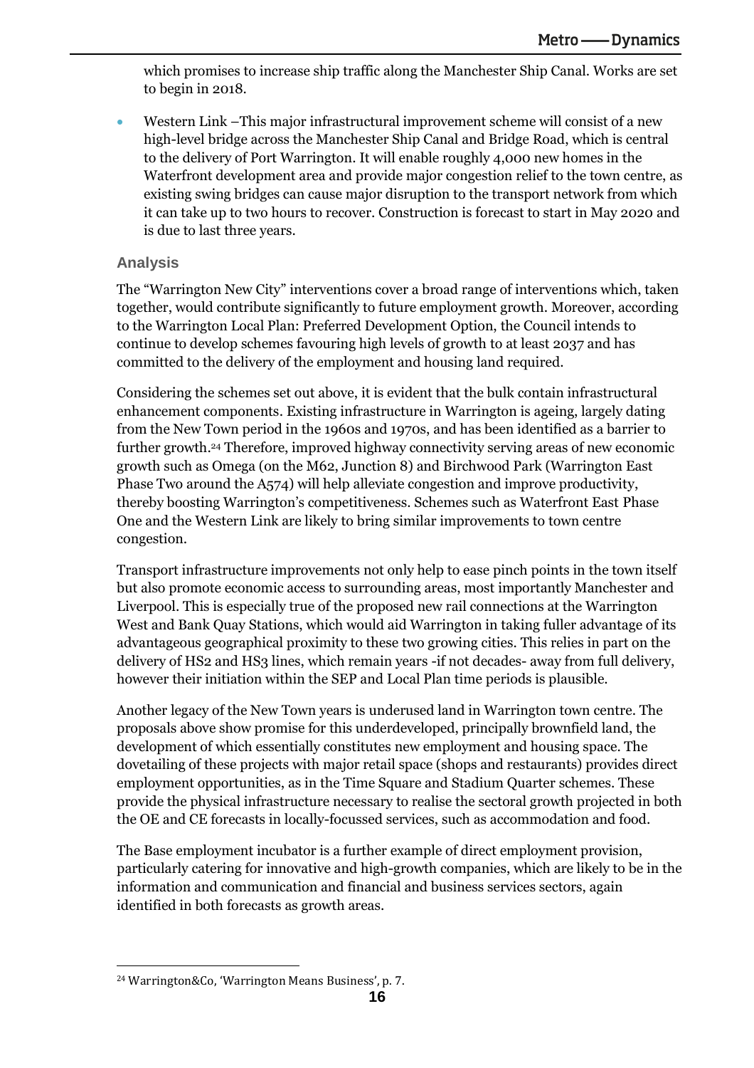which promises to increase ship traffic along the Manchester Ship Canal. Works are set to begin in 2018.

- Western Link –This major infrastructural improvement scheme will consist of a new high-level bridge across the Manchester Ship Canal and Bridge Road, which is central to the delivery of Port Warrington. It will enable roughly 4,000 new homes in the Waterfront development area and provide major congestion relief to the town centre, as existing swing bridges can cause major disruption to the transport network from which it can take up to two hours to recover. Construction is forecast to start in May 2020 and is due to last three years.

### Analysis

The "Warrington New City" interventions cover a broad range of interventions which, taken together, would contribute significantly to future employment growth. Moreover, according to the Warrington Local Plan: Preferred Development Option, the Council intends to continue to develop schemes favouring high levels of growth to at least 2037 and has committed to the delivery of the employment and housing land required.

Considering the schemes set out above, it is evident that the bulk contain infrastructural enhancement components. Existing infrastructure in Warrington is ageing, largely dating from the New Town period in the 1960s and 1970s, and has been identified as a barrier to further growth.[24] Therefore, improved highway connectivity serving areas of new economic growth such as Omega (on the M62, Junction 8) and Birchwood Park (Warrington East Phase Two around the A574) will help alleviate congestion and improve productivity, thereby boosting Warrington's competitiveness. Schemes such as Waterfront East Phase One and the Western Link are likely to bring similar improvements to town centre congestion.

Transport infrastructure improvements not only help to ease pinch points in the town itself but also promote economic access to surrounding areas, most importantly Manchester and Liverpool. This is especially true of the proposed new rail connections at the Warrington West and Bank Quay Stations, which would aid Warrington in taking fuller advantage of its advantageous geographical proximity to these two growing cities. This relies in part on the delivery of HS2 and HS3 lines, which remain years -if not decades- away from full delivery, however their initiation within the SEP and Local Plan time periods is plausible.

Another legacy of the New Town years is underused land in Warrington town centre. The proposals above show promise for this underdeveloped, principally brownfield land, the development of which essentially constitutes new employment and housing space. The dovetailing of these projects with major retail space (shops and restaurants) provides direct employment opportunities, as in the Time Square and Stadium Quarter schemes. These provide the physical infrastructure necessary to realise the sectoral growth projected in both the OE and CE forecasts in locally-focussed services, such as accommodation and food.

The Base employment incubator is a further example of direct employment provision, particularly catering for innovative and high-growth companies, which are likely to be in the information and communication and financial and business services sectors, again identified in both forecasts as growth areas.

[24] Warrington&Co, 'Warrington Means Business', p. 7.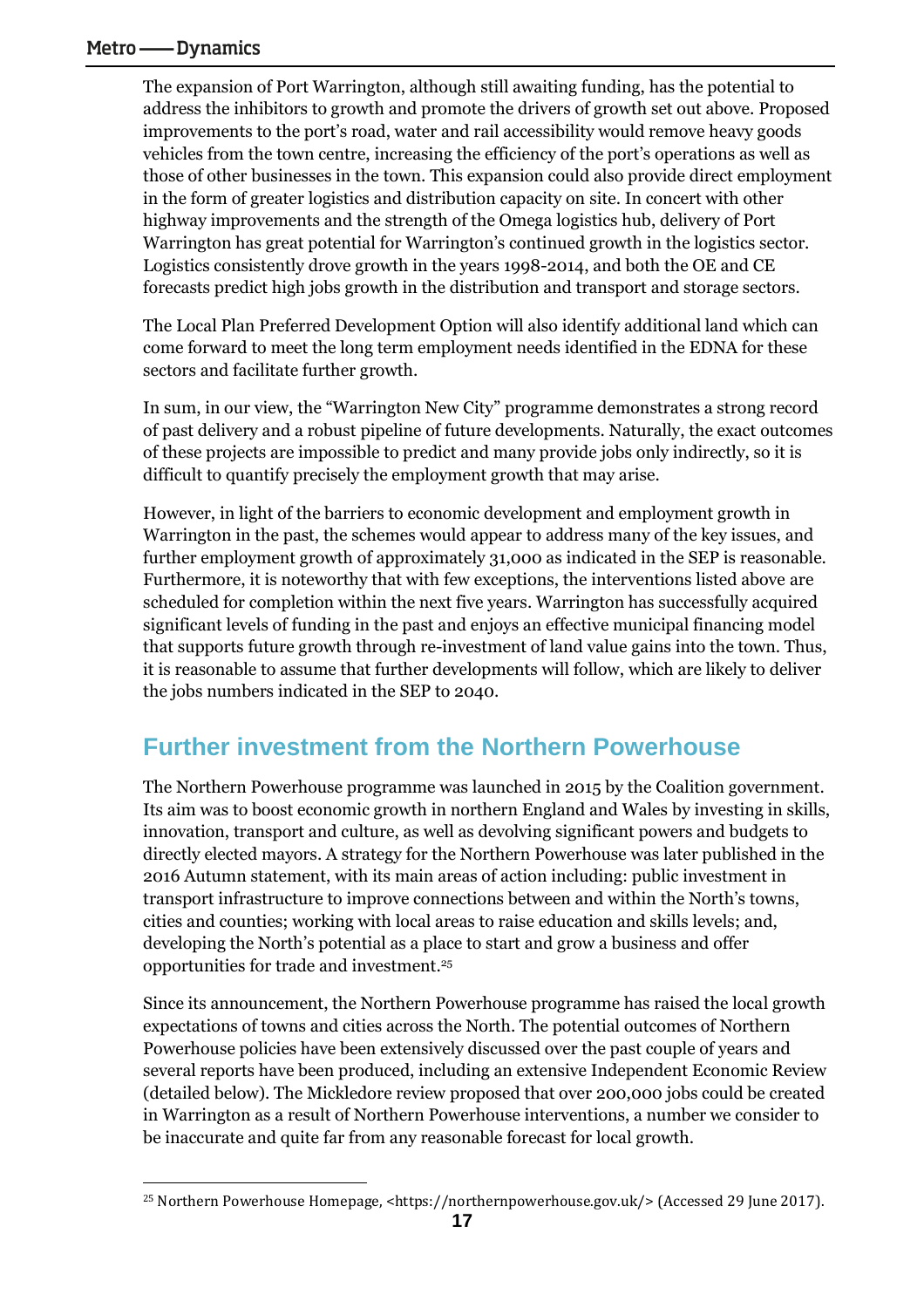The expansion of Port Warrington, although still awaiting funding, has the potential to address the inhibitors to growth and promote the drivers of growth set out above. Proposed improvements to the port's road, water and rail accessibility would remove heavy goods vehicles from the town centre, increasing the efficiency of the port's operations as well as those of other businesses in the town. This expansion could also provide direct employment in the form of greater logistics and distribution capacity on site. In concert with other highway improvements and the strength of the Omega logistics hub, delivery of Port Warrington has great potential for Warrington's continued growth in the logistics sector. Logistics consistently drove growth in the years 1998-2014, and both the OE and CE forecasts predict high jobs growth in the distribution and transport and storage sectors.

The Local Plan Preferred Development Option will also identify additional land which can come forward to meet the long term employment needs identified in the EDNA for these sectors and facilitate further growth.

In sum, in our view, the "Warrington New City" programme demonstrates a strong record of past delivery and a robust pipeline of future developments. Naturally, the exact outcomes of these projects are impossible to predict and many provide jobs only indirectly, so it is difficult to quantify precisely the employment growth that may arise.

However, in light of the barriers to economic development and employment growth in Warrington in the past, the schemes would appear to address many of the key issues, and further employment growth of approximately 31,000 as indicated in the SEP is reasonable. Furthermore, it is noteworthy that with few exceptions, the interventions listed above are scheduled for completion within the next five years. Warrington has successfully acquired significant levels of funding in the past and enjoys an effective municipal financing model that supports future growth through re-investment of land value gains into the town. Thus, it is reasonable to assume that further developments will follow, which are likely to deliver the jobs numbers indicated in the SEP to 2040.

## Further investment from the Northern Powerhouse

The Northern Powerhouse programme was launched in 2015 by the Coalition government. Its aim was to boost economic growth in northern England and Wales by investing in skills, innovation, transport and culture, as well as devolving significant powers and budgets to directly elected mayors. A strategy for the Northern Powerhouse was later published in the 2016 Autumn statement, with its main areas of action including: public investment in transport infrastructure to improve connections between and within the North's towns, cities and counties; working with local areas to raise education and skills levels; and, developing the North's potential as a place to start and grow a business and offer opportunities for trade and investment.[25]

Since its announcement, the Northern Powerhouse programme has raised the local growth expectations of towns and cities across the North. The potential outcomes of Northern Powerhouse policies have been extensively discussed over the past couple of years and several reports have been produced, including an extensive Independent Economic Review (detailed below). The Mickledore review proposed that over 200,000 jobs could be created in Warrington as a result of Northern Powerhouse interventions, a number we consider to be inaccurate and quite far from any reasonable forecast for local growth.

[25] Northern Powerhouse Homepage, <https://northernpowerhouse.gov.uk/> (Accessed 29 June 2017).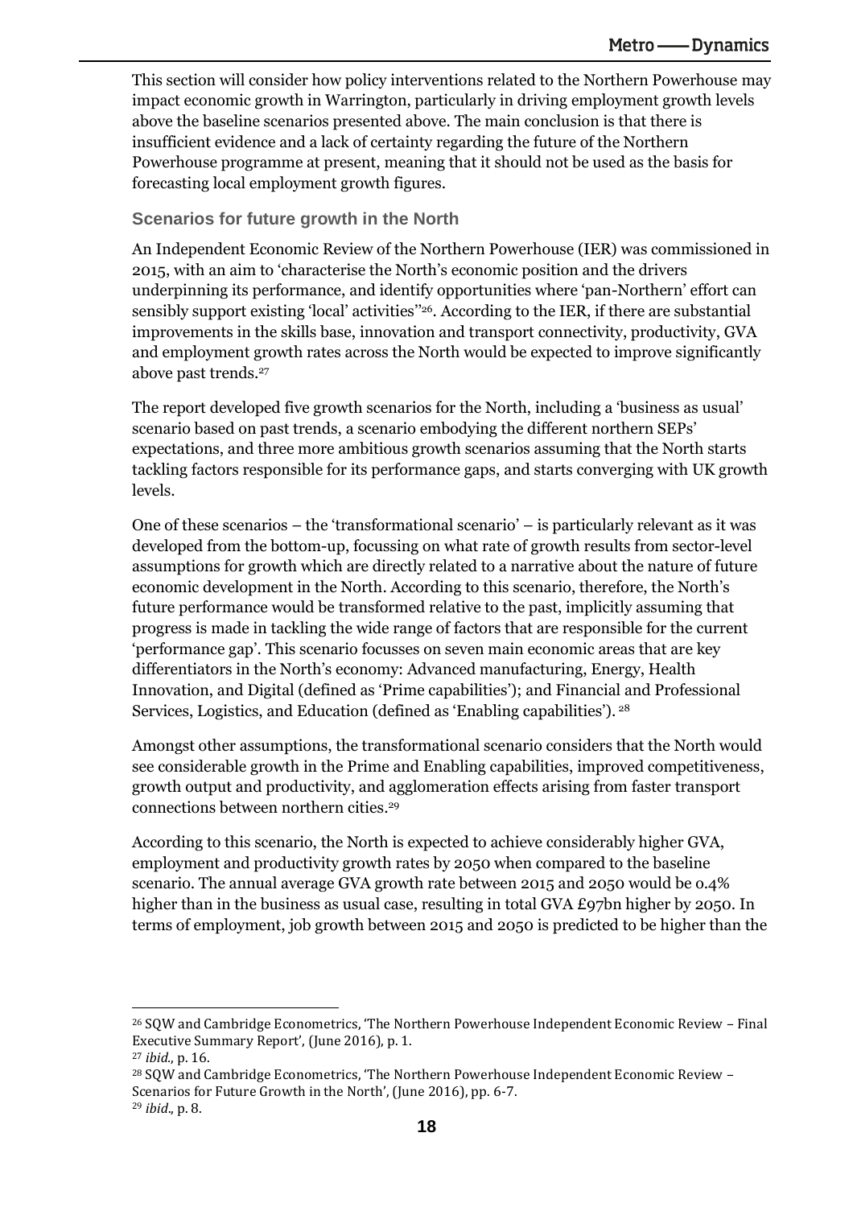This section will consider how policy interventions related to the Northern Powerhouse may impact economic growth in Warrington, particularly in driving employment growth levels above the baseline scenarios presented above. The main conclusion is that there is insufficient evidence and a lack of certainty regarding the future of the Northern Powerhouse programme at present, meaning that it should not be used as the basis for forecasting local employment growth figures.

### Scenarios for future growth in the North

An Independent Economic Review of the Northern Powerhouse (IER) was commissioned in 2015, with an aim to 'characterise the North's economic position and the drivers underpinning its performance, and identify opportunities where 'pan-Northern' effort can sensibly support existing 'local' activities''[26]. According to the IER, if there are substantial improvements in the skills base, innovation and transport connectivity, productivity, GVA and employment growth rates across the North would be expected to improve significantly above past trends.[27]

The report developed five growth scenarios for the North, including a 'business as usual' scenario based on past trends, a scenario embodying the different northern SEPs' expectations, and three more ambitious growth scenarios assuming that the North starts tackling factors responsible for its performance gaps, and starts converging with UK growth levels.

One of these scenarios – the 'transformational scenario' – is particularly relevant as it was developed from the bottom-up, focussing on what rate of growth results from sector-level assumptions for growth which are directly related to a narrative about the nature of future economic development in the North. According to this scenario, therefore, the North's future performance would be transformed relative to the past, implicitly assuming that progress is made in tackling the wide range of factors that are responsible for the current 'performance gap'. This scenario focusses on seven main economic areas that are key differentiators in the North's economy: Advanced manufacturing, Energy, Health Innovation, and Digital (defined as 'Prime capabilities'); and Financial and Professional Services, Logistics, and Education (defined as 'Enabling capabilities'). [28]

Amongst other assumptions, the transformational scenario considers that the North would see considerable growth in the Prime and Enabling capabilities, improved competitiveness, growth output and productivity, and agglomeration effects arising from faster transport connections between northern cities.[29]

According to this scenario, the North is expected to achieve considerably higher GVA, employment and productivity growth rates by 2050 when compared to the baseline scenario. The annual average GVA growth rate between 2015 and 2050 would be 0.4% higher than in the business as usual case, resulting in total GVA £97bn higher by 2050. In terms of employment, job growth between 2015 and 2050 is predicted to be higher than the

---

[26] SQW and Cambridge Econometrics, 'The Northern Powerhouse Independent Economic Review – Final Executive Summary Report', (June 2016), p. 1.

[27] *ibid.*, p. 16.

[28] SQW and Cambridge Econometrics, 'The Northern Powerhouse Independent Economic Review – Scenarios for Future Growth in the North', (June 2016), pp. 6-7.

[29] *ibid.*, p. 8.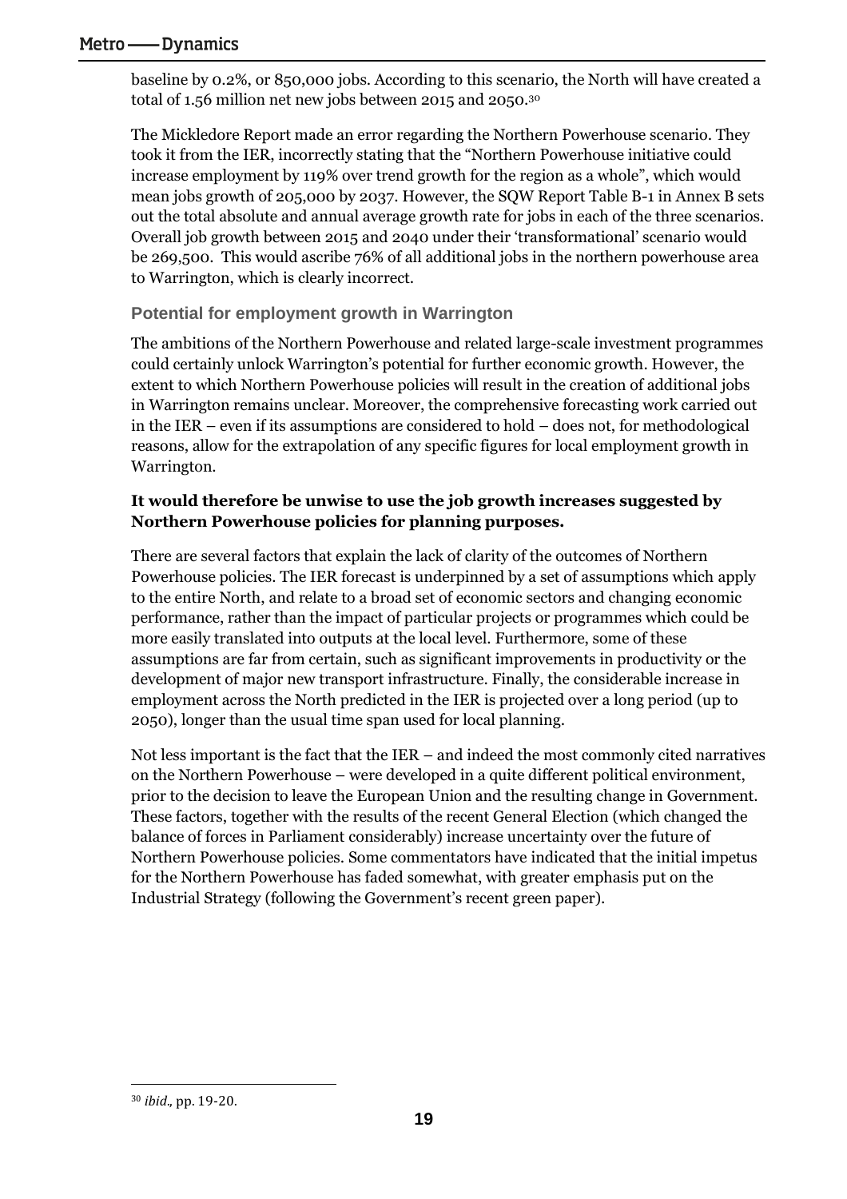baseline by 0.2%, or 850,000 jobs. According to this scenario, the North will have created a total of 1.56 million net new jobs between 2015 and 2050.[30]

The Mickledore Report made an error regarding the Northern Powerhouse scenario. They took it from the IER, incorrectly stating that the "Northern Powerhouse initiative could increase employment by 119% over trend growth for the region as a whole", which would mean jobs growth of 205,000 by 2037. However, the SQW Report Table B-1 in Annex B sets out the total absolute and annual average growth rate for jobs in each of the three scenarios. Overall job growth between 2015 and 2040 under their 'transformational' scenario would be 269,500. This would ascribe 76% of all additional jobs in the northern powerhouse area to Warrington, which is clearly incorrect.

### Potential for employment growth in Warrington

The ambitions of the Northern Powerhouse and related large-scale investment programmes could certainly unlock Warrington's potential for further economic growth. However, the extent to which Northern Powerhouse policies will result in the creation of additional jobs in Warrington remains unclear. Moreover, the comprehensive forecasting work carried out in the IER – even if its assumptions are considered to hold – does not, for methodological reasons, allow for the extrapolation of any specific figures for local employment growth in Warrington.

**It would therefore be unwise to use the job growth increases suggested by Northern Powerhouse policies for planning purposes.**

There are several factors that explain the lack of clarity of the outcomes of Northern Powerhouse policies. The IER forecast is underpinned by a set of assumptions which apply to the entire North, and relate to a broad set of economic sectors and changing economic performance, rather than the impact of particular projects or programmes which could be more easily translated into outputs at the local level. Furthermore, some of these assumptions are far from certain, such as significant improvements in productivity or the development of major new transport infrastructure. Finally, the considerable increase in employment across the North predicted in the IER is projected over a long period (up to 2050), longer than the usual time span used for local planning.

Not less important is the fact that the IER – and indeed the most commonly cited narratives on the Northern Powerhouse – were developed in a quite different political environment, prior to the decision to leave the European Union and the resulting change in Government. These factors, together with the results of the recent General Election (which changed the balance of forces in Parliament considerably) increase uncertainty over the future of Northern Powerhouse policies. Some commentators have indicated that the initial impetus for the Northern Powerhouse has faded somewhat, with greater emphasis put on the Industrial Strategy (following the Government's recent green paper).

[30] *ibid.,* pp. 19-20.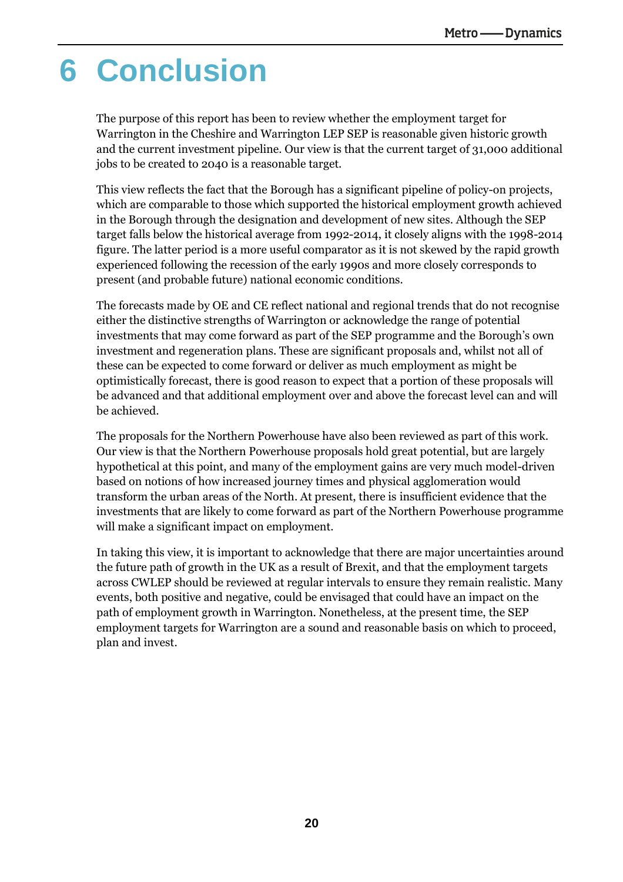# 6 Conclusion

The purpose of this report has been to review whether the employment target for Warrington in the Cheshire and Warrington LEP SEP is reasonable given historic growth and the current investment pipeline. Our view is that the current target of 31,000 additional jobs to be created to 2040 is a reasonable target.

This view reflects the fact that the Borough has a significant pipeline of policy-on projects, which are comparable to those which supported the historical employment growth achieved in the Borough through the designation and development of new sites. Although the SEP target falls below the historical average from 1992-2014, it closely aligns with the 1998-2014 figure. The latter period is a more useful comparator as it is not skewed by the rapid growth experienced following the recession of the early 1990s and more closely corresponds to present (and probable future) national economic conditions.

The forecasts made by OE and CE reflect national and regional trends that do not recognise either the distinctive strengths of Warrington or acknowledge the range of potential investments that may come forward as part of the SEP programme and the Borough's own investment and regeneration plans. These are significant proposals and, whilst not all of these can be expected to come forward or deliver as much employment as might be optimistically forecast, there is good reason to expect that a portion of these proposals will be advanced and that additional employment over and above the forecast level can and will be achieved.

The proposals for the Northern Powerhouse have also been reviewed as part of this work. Our view is that the Northern Powerhouse proposals hold great potential, but are largely hypothetical at this point, and many of the employment gains are very much model-driven based on notions of how increased journey times and physical agglomeration would transform the urban areas of the North. At present, there is insufficient evidence that the investments that are likely to come forward as part of the Northern Powerhouse programme will make a significant impact on employment.

In taking this view, it is important to acknowledge that there are major uncertainties around the future path of growth in the UK as a result of Brexit, and that the employment targets across CWLEP should be reviewed at regular intervals to ensure they remain realistic. Many events, both positive and negative, could be envisaged that could have an impact on the path of employment growth in Warrington. Nonetheless, at the present time, the SEP employment targets for Warrington are a sound and reasonable basis on which to proceed, plan and invest.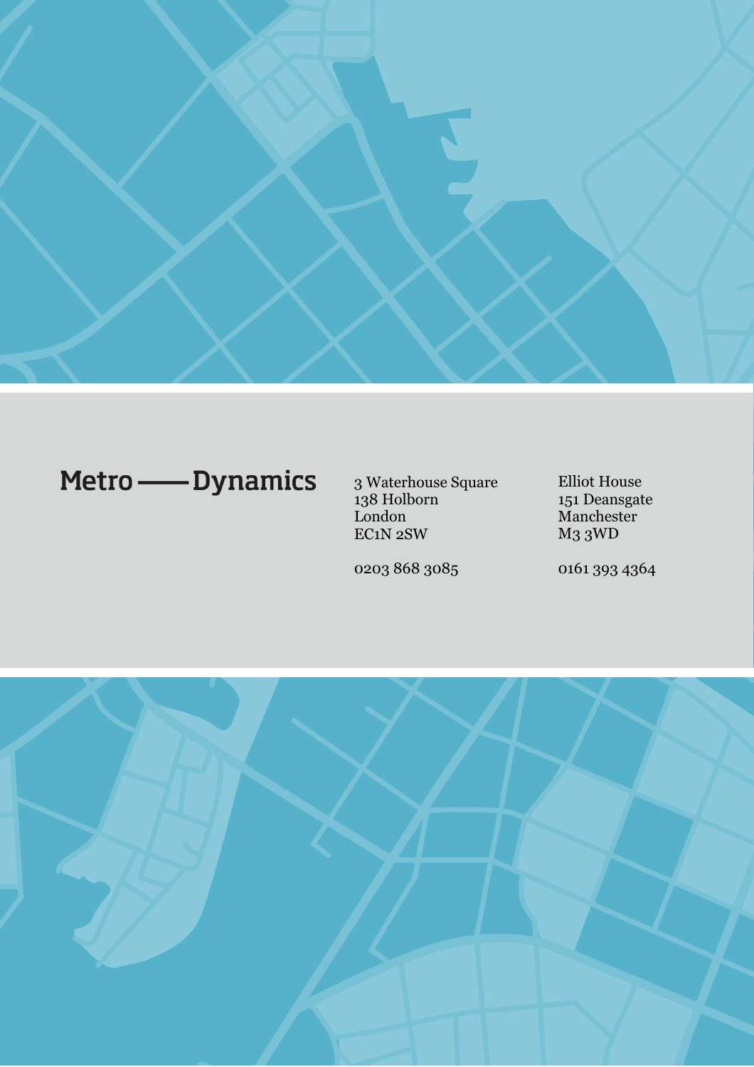**Metro —— Dynamics**

3 Waterhouse Square
138 Holborn
London
EC1N 2SW

0203 868 3085

Elliot House
151 Deansgate
Manchester
M3 3WD

0161 393 4364